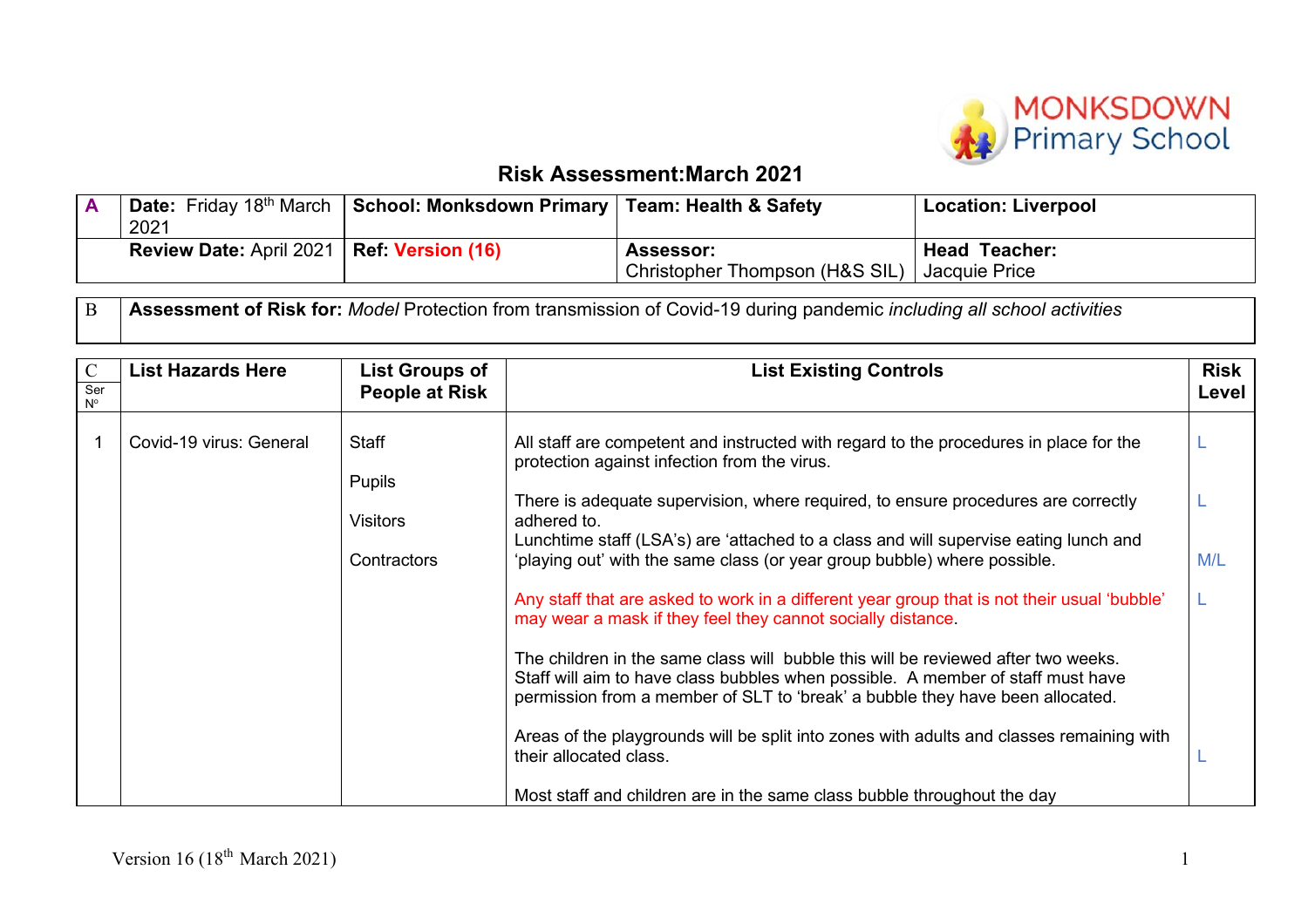MONKSDOWN Primary School

# Risk Assessment:March 2021

| A | Date: Friday 18th March 2021 | School: Monksdown Primary | Team: Health & Safety | Location: Liverpool |
|---|---|---|---|---|
| | **Review Date:** April 2021 | **Ref: Version (16)** | **Assessor:** Christopher Thompson (H&S SIL) | **Head Teacher:** Jacquie Price |

| B | **Assessment of Risk for:** *Model* Protection from transmission of Covid-19 during pandemic *including all school activities* |
|---|---|

| C Ser Nº | List Hazards Here | List Groups of People at Risk | List Existing Controls | Risk Level |
|---|---|---|---|---|
| 1 | Covid-19 virus: General | Staff<br><br>Pupils<br><br>Visitors<br><br>Contractors | All staff are competent and instructed with regard to the procedures in place for the protection against infection from the virus. | L |
| | | | There is adequate supervision, where required, to ensure procedures are correctly adhered to. | L |
| | | | Lunchtime staff (LSA's) are 'attached to a class and will supervise eating lunch and 'playing out' with the same class (or year group bubble) where possible. | M/L |
| | | | Any staff that are asked to work in a different year group that is not their usual 'bubble' may wear a mask if they feel they cannot socially distance. | L |
| | | | The children in the same class will bubble this will be reviewed after two weeks. Staff will aim to have class bubbles when possible. A member of staff must have permission from a member of SLT to 'break' a bubble they have been allocated. | |
| | | | Areas of the playgrounds will be split into zones with adults and classes remaining with their allocated class. | L |
| | | | Most staff and children are in the same class bubble throughout the day | |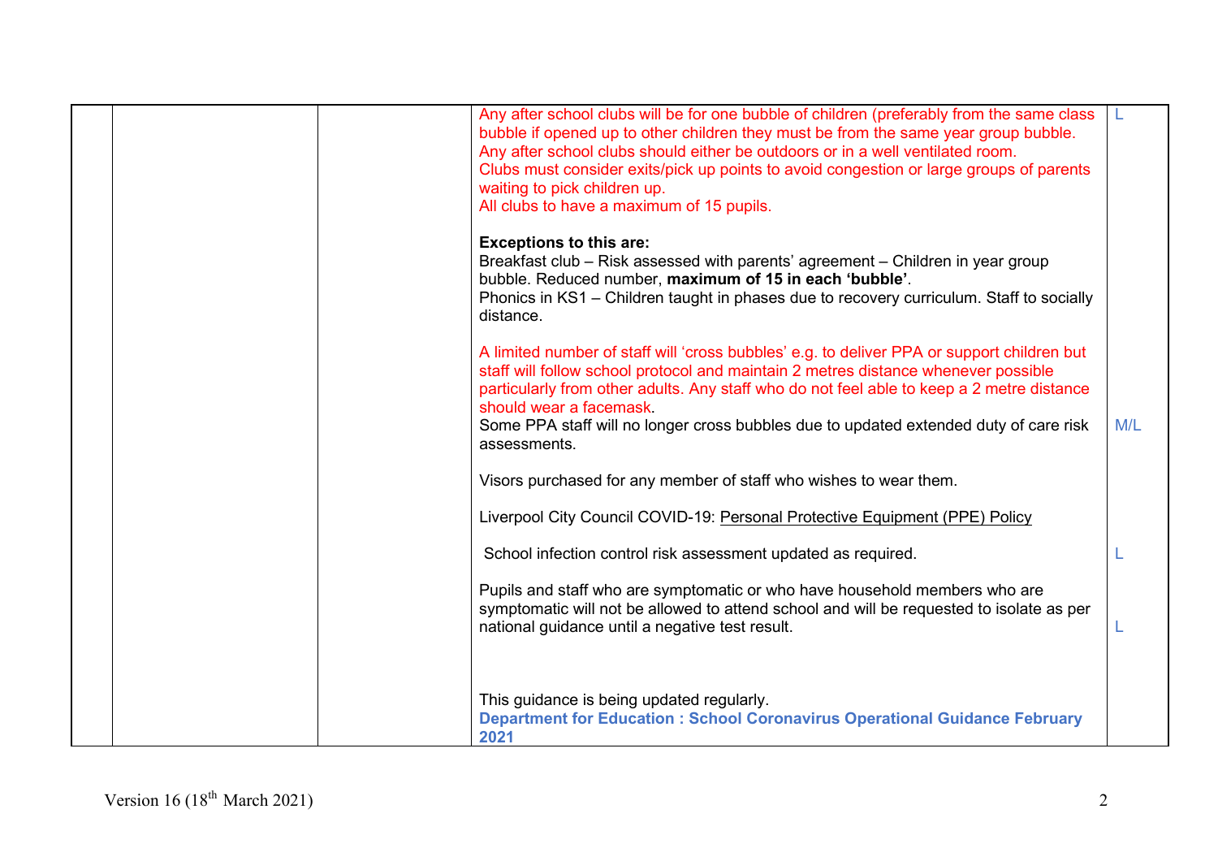| | | | | |
|---|---|---|---|---|
| | | | Any after school clubs will be for one bubble of children (preferably from the same class bubble if opened up to other children they must be from the same year group bubble.<br>Any after school clubs should either be outdoors or in a well ventilated room.<br>Clubs must consider exits/pick up points to avoid congestion or large groups of parents waiting to pick children up.<br>All clubs to have a maximum of 15 pupils.<br><br>**Exceptions to this are:**<br>Breakfast club – Risk assessed with parents' agreement – Children in year group bubble. Reduced number, **maximum of 15 in each 'bubble'**.<br>Phonics in KS1 – Children taught in phases due to recovery curriculum. Staff to socially distance.<br><br>A limited number of staff will 'cross bubbles' e.g. to deliver PPA or support children but staff will follow school protocol and maintain 2 metres distance whenever possible particularly from other adults. Any staff who do not feel able to keep a 2 metre distance should wear a facemask.<br>Some PPA staff will no longer cross bubbles due to updated extended duty of care risk assessments.<br><br>Visors purchased for any member of staff who wishes to wear them.<br><br>Liverpool City Council COVID-19: Personal Protective Equipment (PPE) Policy<br><br>School infection control risk assessment updated as required.<br><br>Pupils and staff who are symptomatic or who have household members who are symptomatic will not be allowed to attend school and will be requested to isolate as per national guidance until a negative test result.<br><br>This guidance is being updated regularly.<br>**Department for Education : School Coronavirus Operational Guidance February 2021** | L<br><br><br><br><br><br><br><br><br><br><br><br><br><br>M/L<br><br><br><br><br>L<br><br>L |

Version 16 (18th March 2021)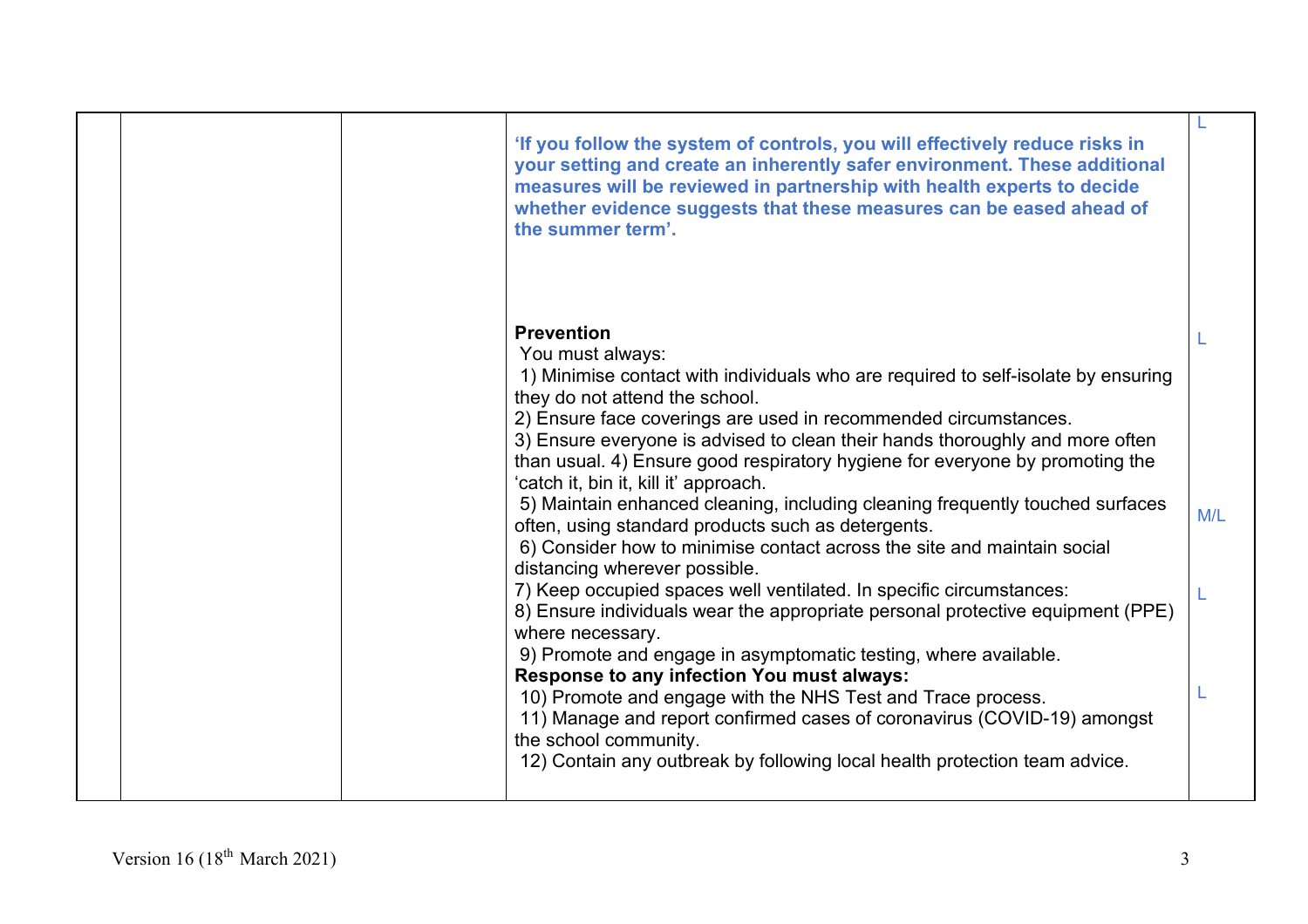|  |  |  | **'If you follow the system of controls, you will effectively reduce risks in your setting and create an inherently safer environment. These additional measures will be reviewed in partnership with health experts to decide whether evidence suggests that these measures can be eased ahead of the summer term'.** | L |
|---|---|---|---|---|
|  |  |  | **Prevention**<br>You must always:<br>1) Minimise contact with individuals who are required to self-isolate by ensuring they do not attend the school.<br>2) Ensure face coverings are used in recommended circumstances.<br>3) Ensure everyone is advised to clean their hands thoroughly and more often than usual. 4) Ensure good respiratory hygiene for everyone by promoting the 'catch it, bin it, kill it' approach.<br>5) Maintain enhanced cleaning, including cleaning frequently touched surfaces often, using standard products such as detergents.<br>6) Consider how to minimise contact across the site and maintain social distancing wherever possible.<br>7) Keep occupied spaces well ventilated. In specific circumstances:<br>8) Ensure individuals wear the appropriate personal protective equipment (PPE) where necessary.<br>9) Promote and engage in asymptomatic testing, where available.<br>**Response to any infection You must always:**<br>10) Promote and engage with the NHS Test and Trace process.<br>11) Manage and report confirmed cases of coronavirus (COVID-19) amongst the school community.<br>12) Contain any outbreak by following local health protection team advice. | L<br><br>M/L<br><br>L<br><br>L |

Version 16 (18th March 2021)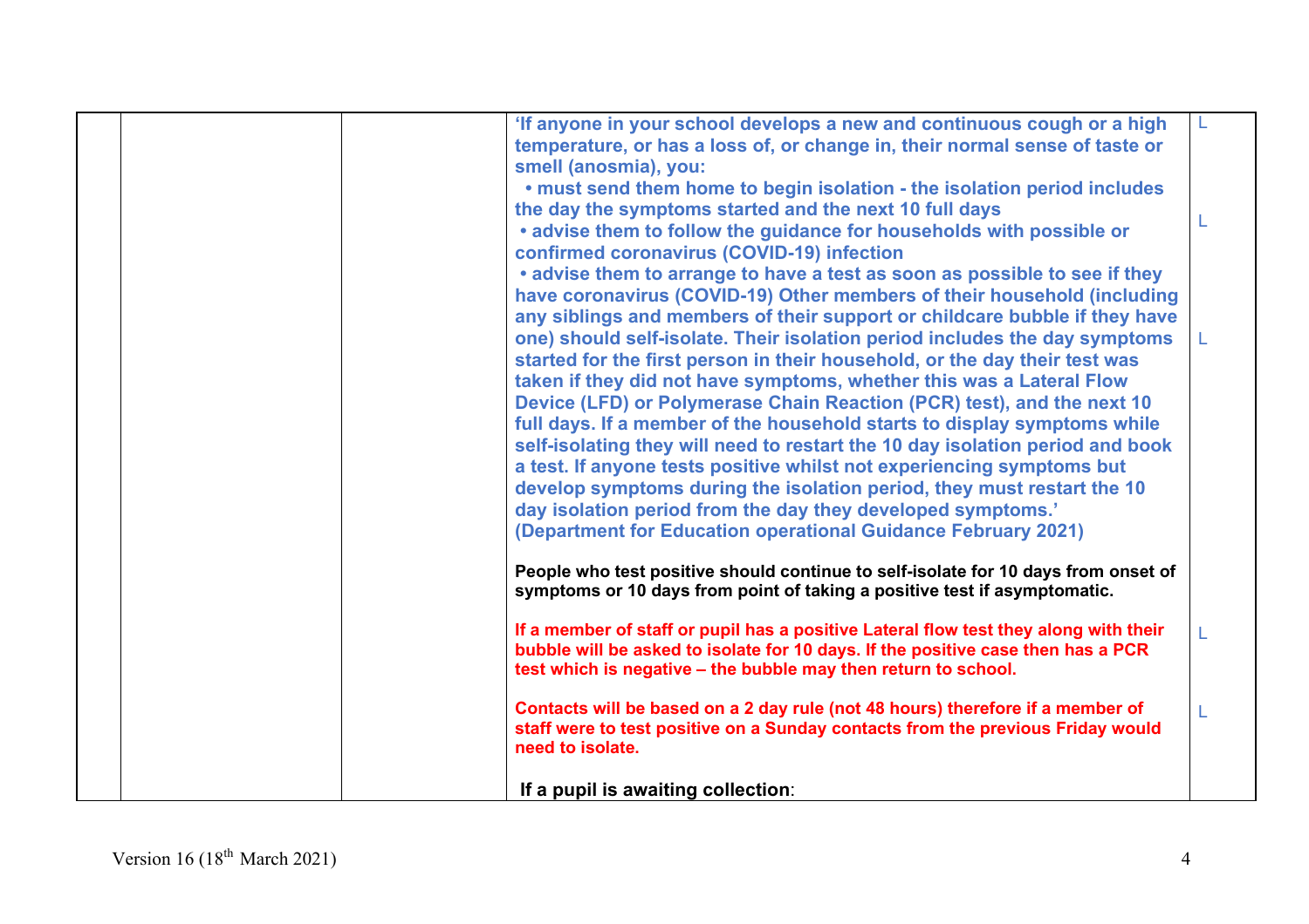| | | | | |
|---|---|---|---|---|
| | | | **'If anyone in your school develops a new and continuous cough or a high temperature, or has a loss of, or change in, their normal sense of taste or smell (anosmia), you:**<br>**• must send them home to begin isolation - the isolation period includes the day the symptoms started and the next 10 full days**<br>**• advise them to follow the guidance for households with possible or confirmed coronavirus (COVID-19) infection**<br>**• advise them to arrange to have a test as soon as possible to see if they have coronavirus (COVID-19) Other members of their household (including any siblings and members of their support or childcare bubble if they have one) should self-isolate. Their isolation period includes the day symptoms started for the first person in their household, or the day their test was taken if they did not have symptoms, whether this was a Lateral Flow Device (LFD) or Polymerase Chain Reaction (PCR) test), and the next 10 full days. If a member of the household starts to display symptoms while self-isolating they will need to restart the 10 day isolation period and book a test. If anyone tests positive whilst not experiencing symptoms but develop symptoms during the isolation period, they must restart the 10 day isolation period from the day they developed symptoms.'**<br>**(Department for Education operational Guidance February 2021)**<br><br>**People who test positive should continue to self-isolate for 10 days from onset of symptoms or 10 days from point of taking a positive test if asymptomatic.**<br><br>**If a member of staff or pupil has a positive Lateral flow test they along with their bubble will be asked to isolate for 10 days. If the positive case then has a PCR test which is negative – the bubble may then return to school.**<br><br>**Contacts will be based on a 2 day rule (not 48 hours) therefore if a member of staff were to test positive on a Sunday contacts from the previous Friday would need to isolate.**<br><br>**If a pupil is awaiting collection**: | L<br>L<br>L<br>L<br>L |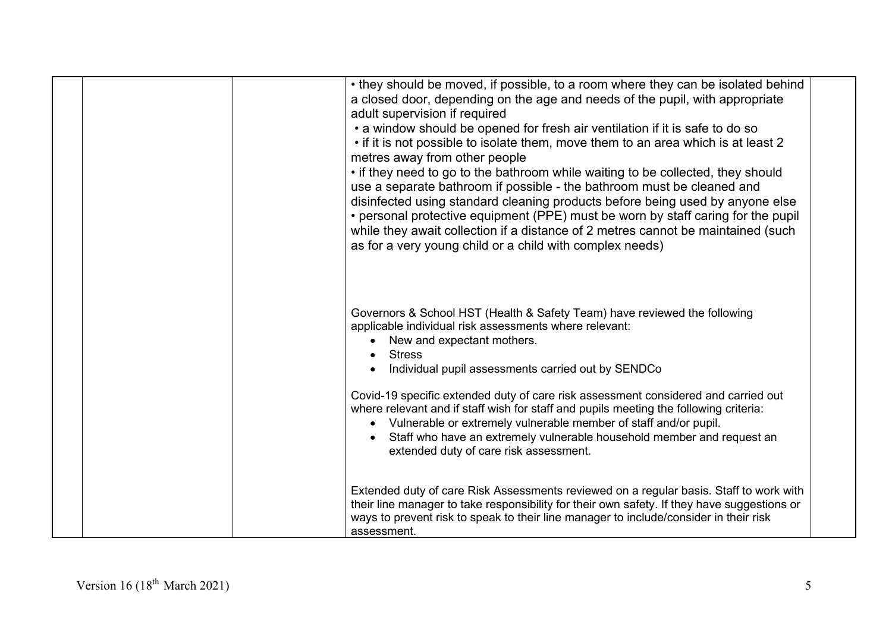| | | | | |
|---|---|---|---|---|
| | | | • they should be moved, if possible, to a room where they can be isolated behind a closed door, depending on the age and needs of the pupil, with appropriate adult supervision if required<br>• a window should be opened for fresh air ventilation if it is safe to do so<br>• if it is not possible to isolate them, move them to an area which is at least 2 metres away from other people<br>• if they need to go to the bathroom while waiting to be collected, they should use a separate bathroom if possible - the bathroom must be cleaned and disinfected using standard cleaning products before being used by anyone else<br>• personal protective equipment (PPE) must be worn by staff caring for the pupil while they await collection if a distance of 2 metres cannot be maintained (such as for a very young child or a child with complex needs)<br><br>Governors & School HST (Health & Safety Team) have reviewed the following applicable individual risk assessments where relevant:<br>• New and expectant mothers.<br>• Stress<br>• Individual pupil assessments carried out by SENDCo<br><br>Covid-19 specific extended duty of care risk assessment considered and carried out where relevant and if staff wish for staff and pupils meeting the following criteria:<br>• Vulnerable or extremely vulnerable member of staff and/or pupil.<br>• Staff who have an extremely vulnerable household member and request an extended duty of care risk assessment.<br><br>Extended duty of care Risk Assessments reviewed on a regular basis. Staff to work with their line manager to take responsibility for their own safety. If they have suggestions or ways to prevent risk to speak to their line manager to include/consider in their risk assessment. | |

Version 16 (18th March 2021)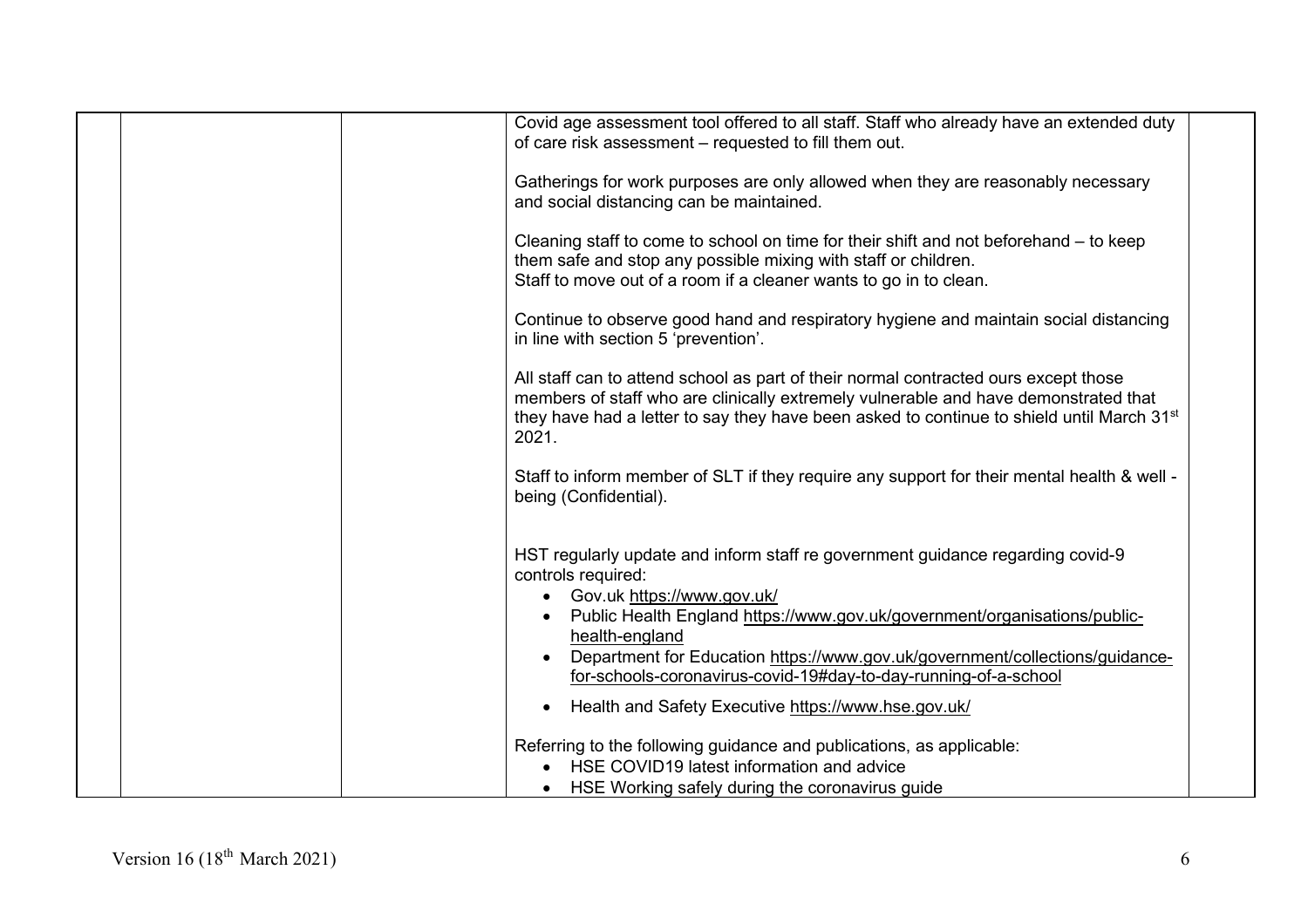| | | | | |
|---|---|---|---|---|
| | | | Covid age assessment tool offered to all staff. Staff who already have an extended duty of care risk assessment – requested to fill them out.<br><br>Gatherings for work purposes are only allowed when they are reasonably necessary and social distancing can be maintained.<br><br>Cleaning staff to come to school on time for their shift and not beforehand – to keep them safe and stop any possible mixing with staff or children.<br>Staff to move out of a room if a cleaner wants to go in to clean.<br><br>Continue to observe good hand and respiratory hygiene and maintain social distancing in line with section 5 'prevention'.<br><br>All staff can to attend school as part of their normal contracted ours except those members of staff who are clinically extremely vulnerable and have demonstrated that they have had a letter to say they have been asked to continue to shield until March 31st 2021.<br><br>Staff to inform member of SLT if they require any support for their mental health & well - being (Confidential).<br><br>HST regularly update and inform staff re government guidance regarding covid-9 controls required:<br>• Gov.uk https://www.gov.uk/<br>• Public Health England https://www.gov.uk/government/organisations/public-health-england<br>• Department for Education https://www.gov.uk/government/collections/guidance-for-schools-coronavirus-covid-19#day-to-day-running-of-a-school<br>• Health and Safety Executive https://www.hse.gov.uk/<br><br>Referring to the following guidance and publications, as applicable:<br>• HSE COVID19 latest information and advice<br>• HSE Working safely during the coronavirus guide | |

Version 16 (18th March 2021)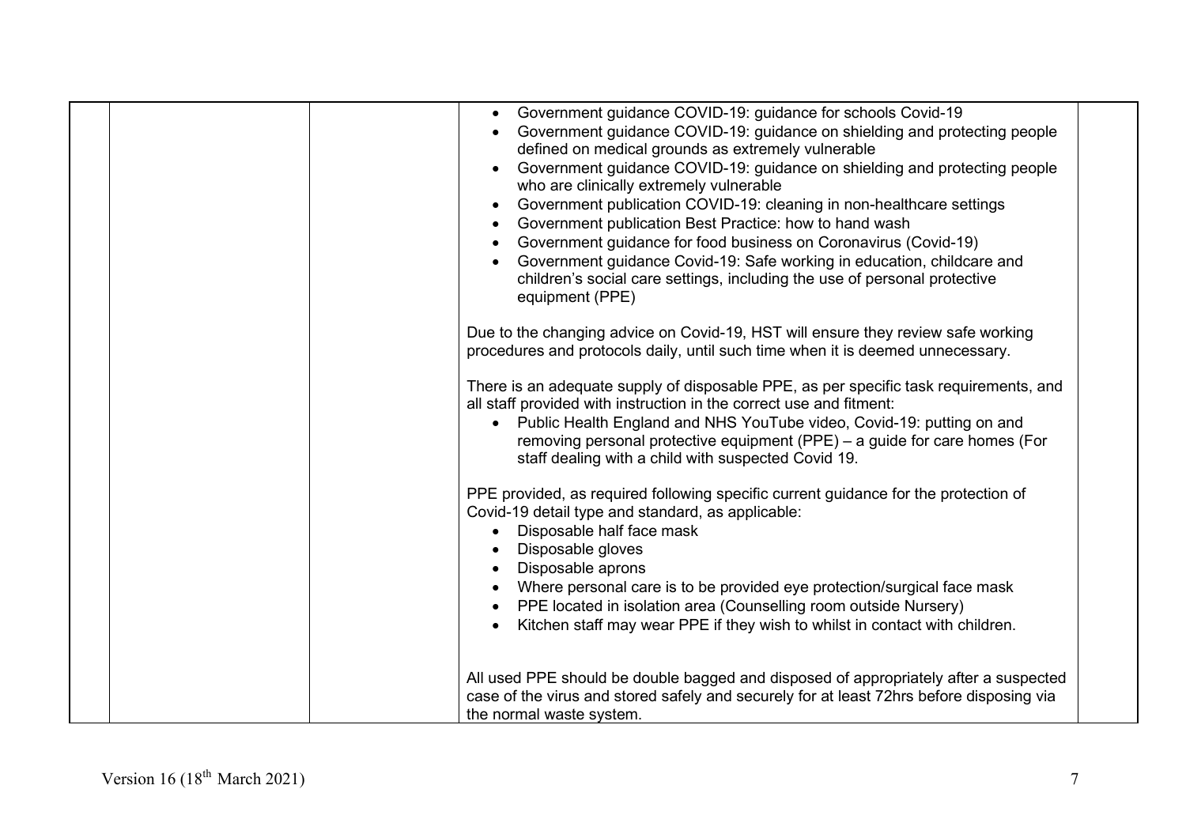| | | | | |
|---|---|---|---|---|
| | | | • Government guidance COVID-19: guidance for schools Covid-19<br>• Government guidance COVID-19: guidance on shielding and protecting people defined on medical grounds as extremely vulnerable<br>• Government guidance COVID-19: guidance on shielding and protecting people who are clinically extremely vulnerable<br>• Government publication COVID-19: cleaning in non-healthcare settings<br>• Government publication Best Practice: how to hand wash<br>• Government guidance for food business on Coronavirus (Covid-19)<br>• Government guidance Covid-19: Safe working in education, childcare and children's social care settings, including the use of personal protective equipment (PPE)<br><br>Due to the changing advice on Covid-19, HST will ensure they review safe working procedures and protocols daily, until such time when it is deemed unnecessary.<br><br>There is an adequate supply of disposable PPE, as per specific task requirements, and all staff provided with instruction in the correct use and fitment:<br>• Public Health England and NHS YouTube video, Covid-19: putting on and removing personal protective equipment (PPE) – a guide for care homes (For staff dealing with a child with suspected Covid 19.<br><br>PPE provided, as required following specific current guidance for the protection of Covid-19 detail type and standard, as applicable:<br>• Disposable half face mask<br>• Disposable gloves<br>• Disposable aprons<br>• Where personal care is to be provided eye protection/surgical face mask<br>• PPE located in isolation area (Counselling room outside Nursery)<br>• Kitchen staff may wear PPE if they wish to whilst in contact with children.<br><br>All used PPE should be double bagged and disposed of appropriately after a suspected case of the virus and stored safely and securely for at least 72hrs before disposing via the normal waste system. | |

Version 16 (18th March 2021)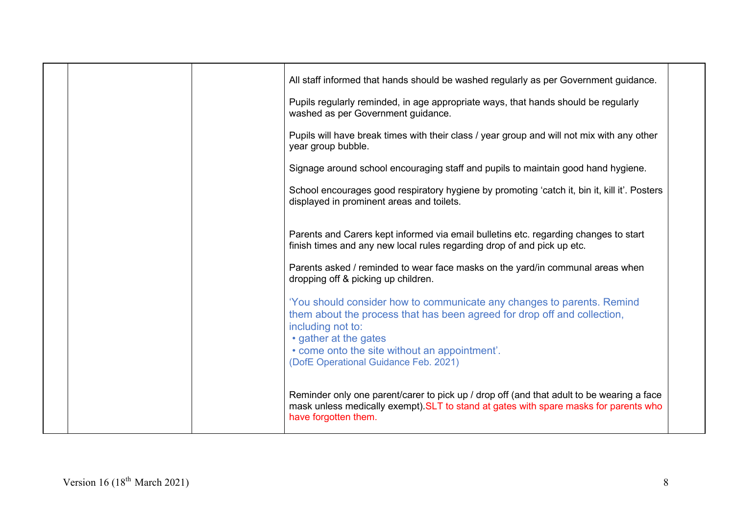| | | | | |
|---|---|---|---|---|
| | | | All staff informed that hands should be washed regularly as per Government guidance.<br><br>Pupils regularly reminded, in age appropriate ways, that hands should be regularly washed as per Government guidance.<br><br>Pupils will have break times with their class / year group and will not mix with any other year group bubble.<br><br>Signage around school encouraging staff and pupils to maintain good hand hygiene.<br><br>School encourages good respiratory hygiene by promoting 'catch it, bin it, kill it'. Posters displayed in prominent areas and toilets.<br><br>Parents and Carers kept informed via email bulletins etc. regarding changes to start finish times and any new local rules regarding drop of and pick up etc.<br><br>Parents asked / reminded to wear face masks on the yard/in communal areas when dropping off & picking up children.<br><br>'You should consider how to communicate any changes to parents. Remind them about the process that has been agreed for drop off and collection, including not to:<br>• gather at the gates<br>• come onto the site without an appointment'.<br>(DofE Operational Guidance Feb. 2021)<br><br>Reminder only one parent/carer to pick up / drop off (and that adult to be wearing a face mask unless medically exempt).SLT to stand at gates with spare masks for parents who have forgotten them. | |

Version 16 (18th March 2021)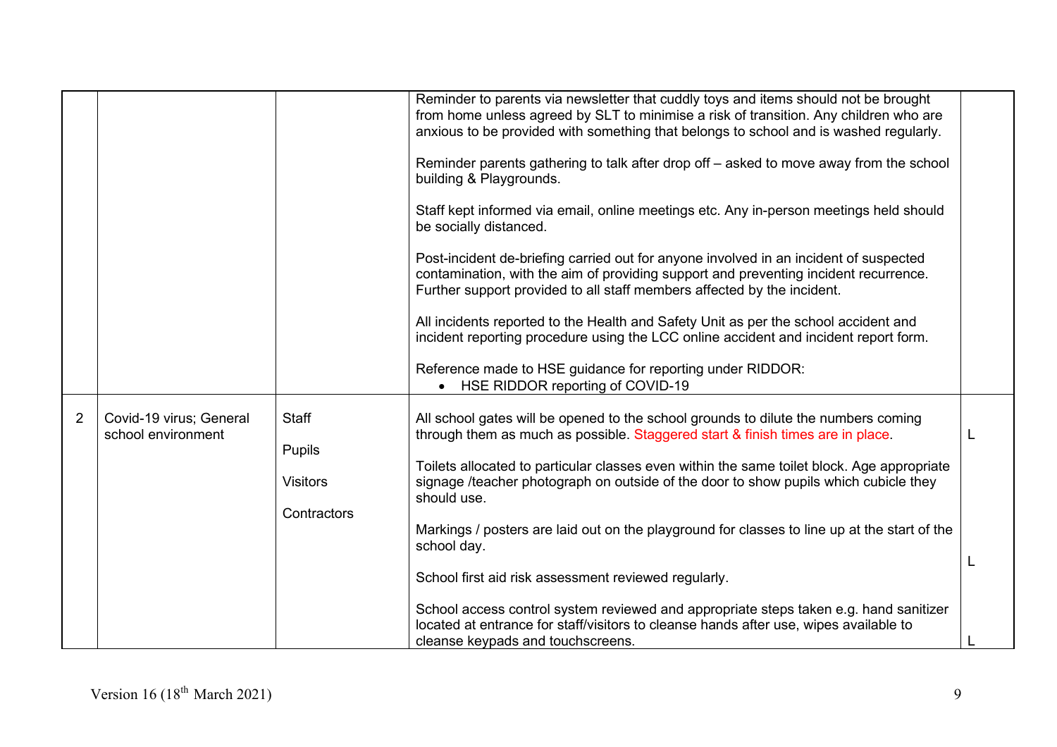| | | | | |
|---|---|---|---|---|
| | | | Reminder to parents via newsletter that cuddly toys and items should not be brought from home unless agreed by SLT to minimise a risk of transition. Any children who are anxious to be provided with something that belongs to school and is washed regularly.<br><br>Reminder parents gathering to talk after drop off – asked to move away from the school building & Playgrounds.<br><br>Staff kept informed via email, online meetings etc. Any in-person meetings held should be socially distanced.<br><br>Post-incident de-briefing carried out for anyone involved in an incident of suspected contamination, with the aim of providing support and preventing incident recurrence. Further support provided to all staff members affected by the incident.<br><br>All incidents reported to the Health and Safety Unit as per the school accident and incident reporting procedure using the LCC online accident and incident report form.<br><br>Reference made to HSE guidance for reporting under RIDDOR:<br>• HSE RIDDOR reporting of COVID-19 | |
| 2 | Covid-19 virus; General school environment | Staff<br><br>Pupils<br><br>Visitors<br><br>Contractors | All school gates will be opened to the school grounds to dilute the numbers coming through them as much as possible. Staggered start & finish times are in place.<br><br>Toilets allocated to particular classes even within the same toilet block. Age appropriate signage /teacher photograph on outside of the door to show pupils which cubicle they should use.<br><br>Markings / posters are laid out on the playground for classes to line up at the start of the school day.<br><br>School first aid risk assessment reviewed regularly.<br><br>School access control system reviewed and appropriate steps taken e.g. hand sanitizer located at entrance for staff/visitors to cleanse hands after use, wipes available to cleanse keypads and touchscreens. | L<br><br>L<br><br>L |

Version 16 (18th March 2021)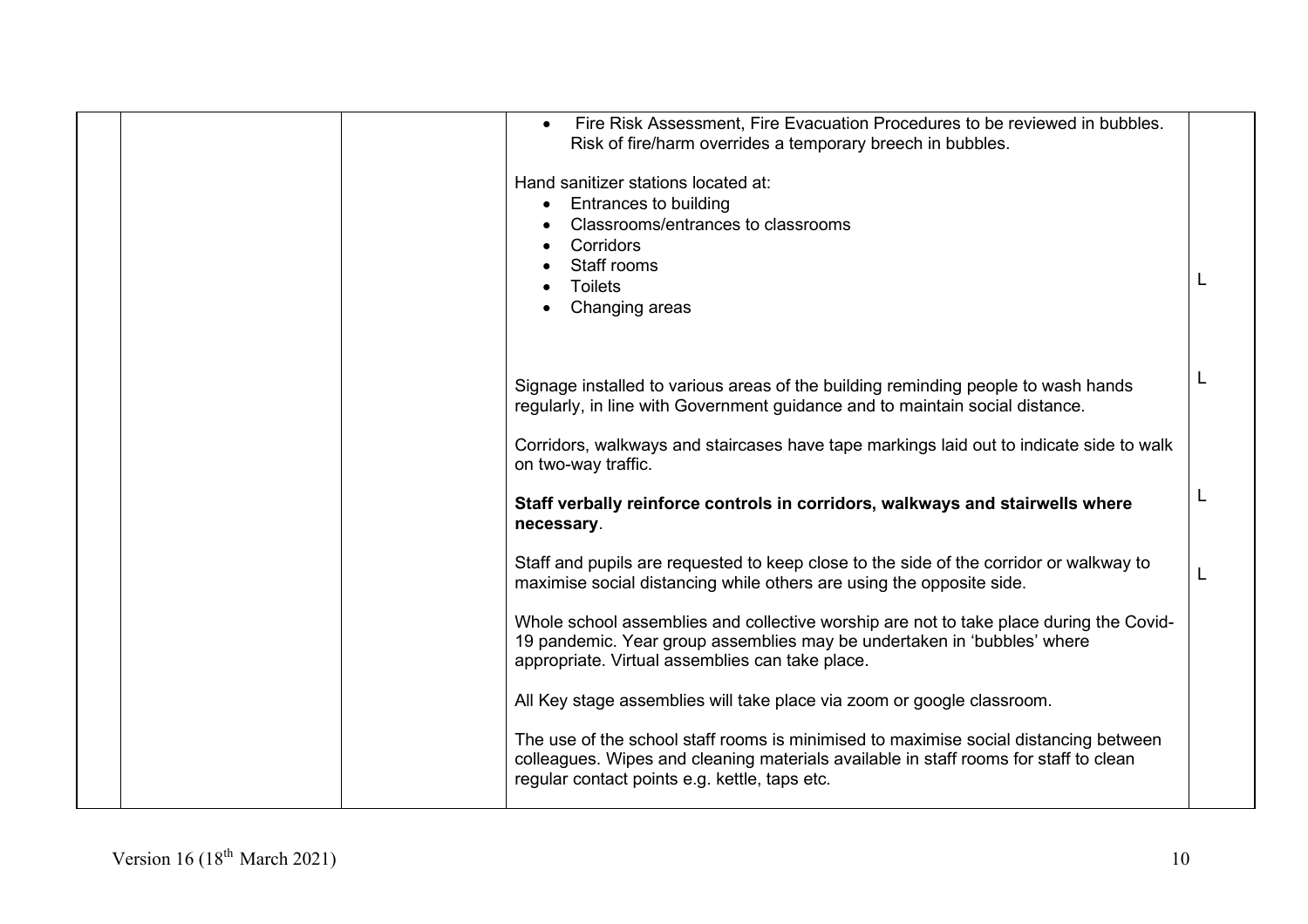| | | | | |
|---|---|---|---|---|
| | | | • Fire Risk Assessment, Fire Evacuation Procedures to be reviewed in bubbles. Risk of fire/harm overrides a temporary breech in bubbles.<br><br>Hand sanitizer stations located at:<br>• Entrances to building<br>• Classrooms/entrances to classrooms<br>• Corridors<br>• Staff rooms<br>• Toilets<br>• Changing areas | L |
| | | | Signage installed to various areas of the building reminding people to wash hands regularly, in line with Government guidance and to maintain social distance.<br><br>Corridors, walkways and staircases have tape markings laid out to indicate side to walk on two-way traffic. | L |
| | | | **Staff verbally reinforce controls in corridors, walkways and stairwells where necessary**. | L |
| | | | Staff and pupils are requested to keep close to the side of the corridor or walkway to maximise social distancing while others are using the opposite side. | L |
| | | | Whole school assemblies and collective worship are not to take place during the Covid-19 pandemic. Year group assemblies may be undertaken in 'bubbles' where appropriate. Virtual assemblies can take place.<br><br>All Key stage assemblies will take place via zoom or google classroom.<br><br>The use of the school staff rooms is minimised to maximise social distancing between colleagues. Wipes and cleaning materials available in staff rooms for staff to clean regular contact points e.g. kettle, taps etc. | |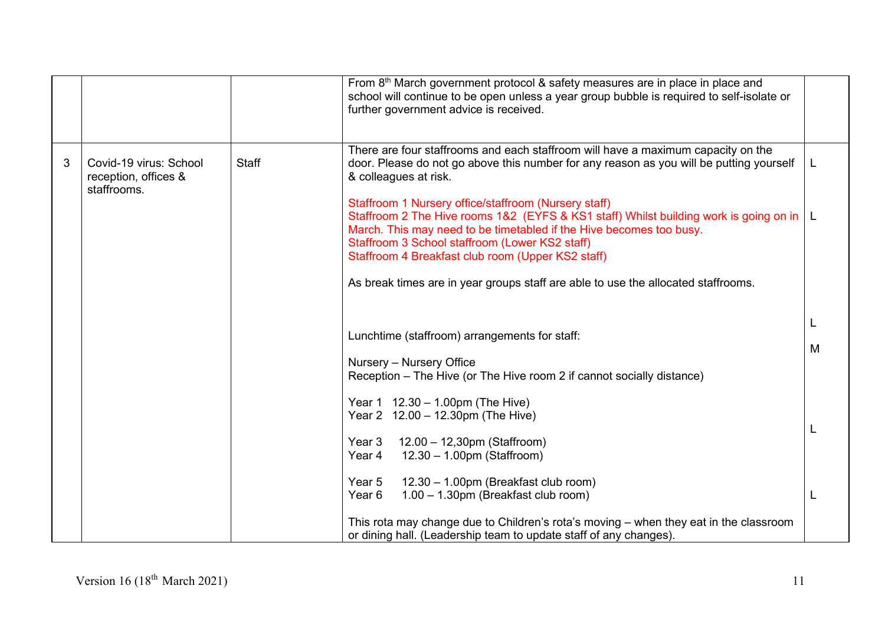| | | | | |
|---|---|---|---|---|
| | | | From 8th March government protocol & safety measures are in place in place and school will continue to be open unless a year group bubble is required to self-isolate or further government advice is received. | |
| 3 | Covid-19 virus: School reception, offices & staffrooms. | Staff | There are four staffrooms and each staffroom will have a maximum capacity on the door. Please do not go above this number for any reason as you will be putting yourself & colleagues at risk.<br><br>Staffroom 1 Nursery office/staffroom (Nursery staff)<br>Staffroom 2 The Hive rooms 1&2 (EYFS & KS1 staff) Whilst building work is going on in March. This may need to be timetabled if the Hive becomes too busy.<br>Staffroom 3 School staffroom (Lower KS2 staff)<br>Staffroom 4 Breakfast club room (Upper KS2 staff)<br><br>As break times are in year groups staff are able to use the allocated staffrooms.<br><br>Lunchtime (staffroom) arrangements for staff:<br><br>Nursery – Nursery Office<br>Reception – The Hive (or The Hive room 2 if cannot socially distance)<br><br>Year 1 12.30 – 1.00pm (The Hive)<br>Year 2 12.00 – 12.30pm (The Hive)<br><br>Year 3 12.00 – 12,30pm (Staffroom)<br>Year 4 12.30 – 1.00pm (Staffroom)<br><br>Year 5 12.30 – 1.00pm (Breakfast club room)<br>Year 6 1.00 – 1.30pm (Breakfast club room)<br><br>This rota may change due to Children's rota's moving – when they eat in the classroom or dining hall. (Leadership team to update staff of any changes). | L<br><br>L<br><br>L<br><br>M<br><br>L<br><br>L |

Version 16 (18th March 2021)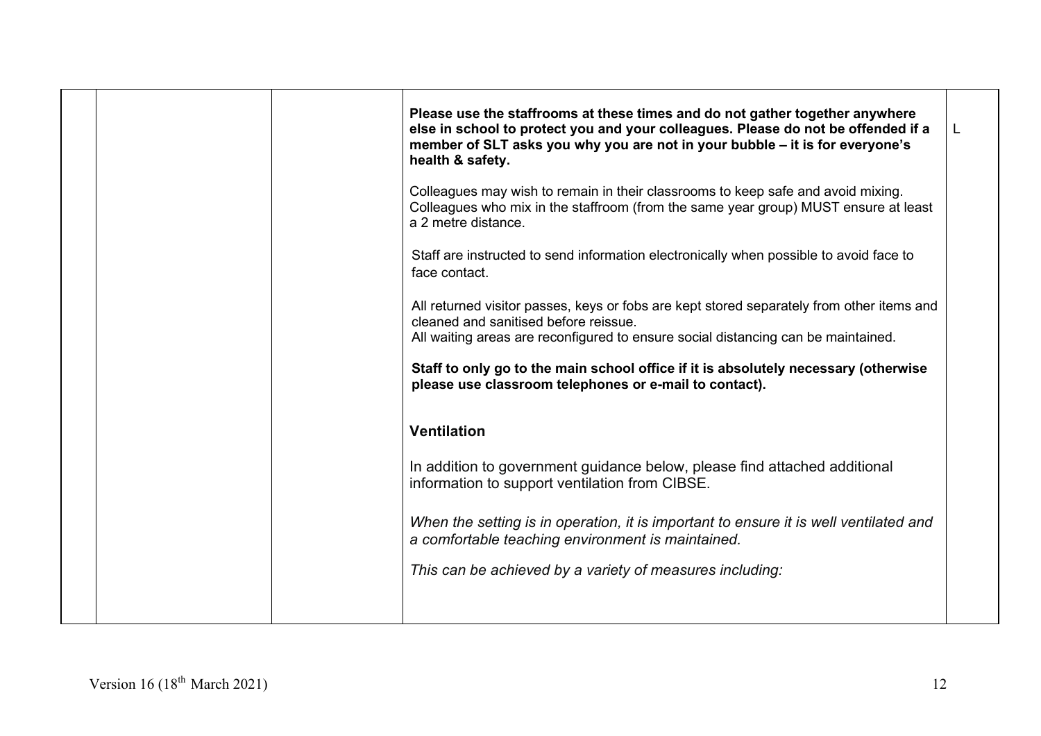| | | | | |
|---|---|---|---|---|
| | | | **Please use the staffrooms at these times and do not gather together anywhere else in school to protect you and your colleagues. Please do not be offended if a member of SLT asks you why you are not in your bubble – it is for everyone's health & safety.**<br><br>Colleagues may wish to remain in their classrooms to keep safe and avoid mixing. Colleagues who mix in the staffroom (from the same year group) MUST ensure at least a 2 metre distance.<br><br>Staff are instructed to send information electronically when possible to avoid face to face contact.<br><br>All returned visitor passes, keys or fobs are kept stored separately from other items and cleaned and sanitised before reissue.<br>All waiting areas are reconfigured to ensure social distancing can be maintained.<br><br>**Staff to only go to the main school office if it is absolutely necessary (otherwise please use classroom telephones or e-mail to contact).**<br><br>**Ventilation**<br><br>In addition to government guidance below, please find attached additional information to support ventilation from CIBSE.<br><br>*When the setting is in operation, it is important to ensure it is well ventilated and a comfortable teaching environment is maintained.*<br><br>*This can be achieved by a variety of measures including:* | L |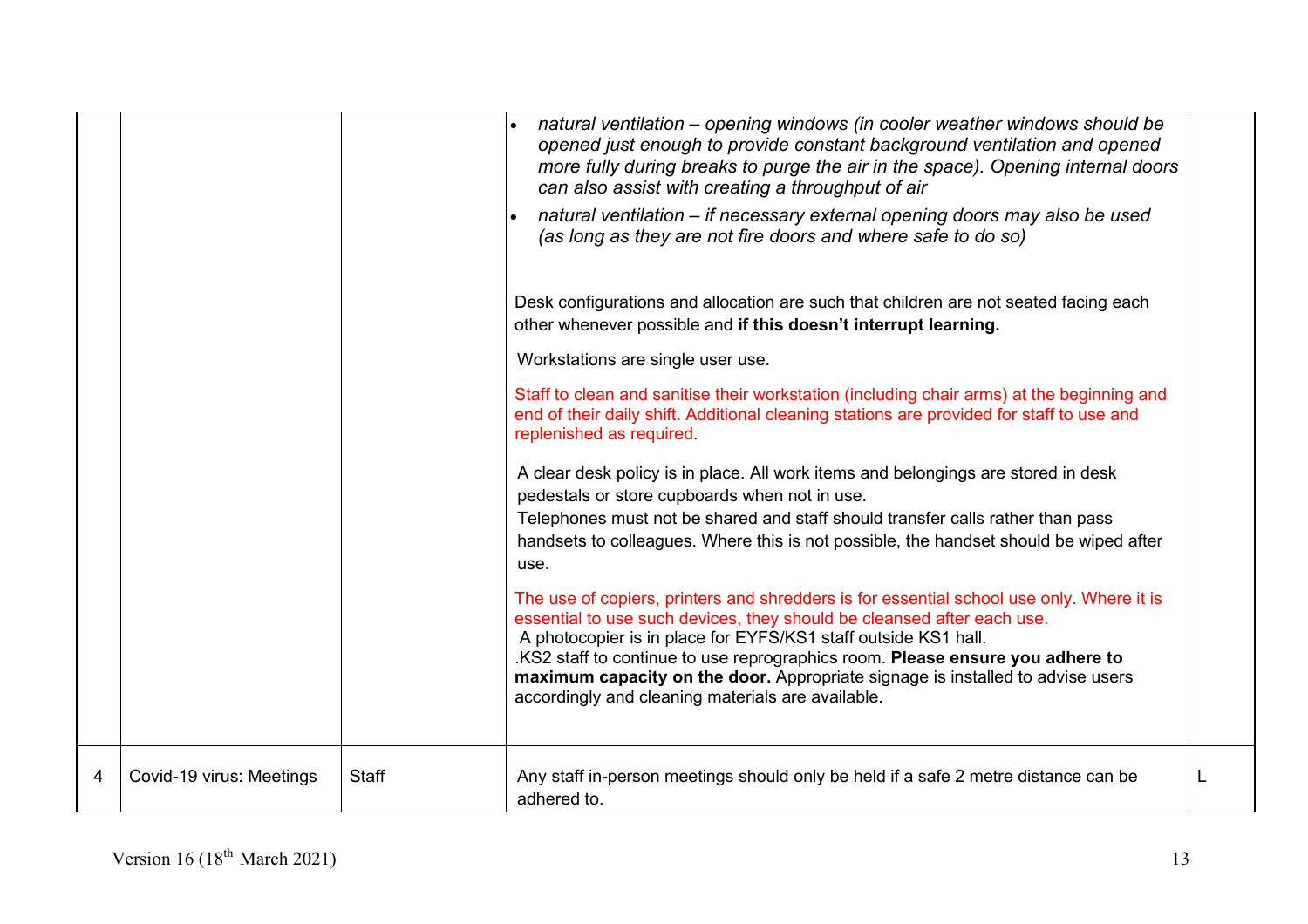| | | | | |
|---|---|---|---|---|
| | | | • *natural ventilation – opening windows (in cooler weather windows should be opened just enough to provide constant background ventilation and opened more fully during breaks to purge the air in the space). Opening internal doors can also assist with creating a throughput of air*<br>• *natural ventilation – if necessary external opening doors may also be used (as long as they are not fire doors and where safe to do so)*<br><br>Desk configurations and allocation are such that children are not seated facing each other whenever possible and **if this doesn't interrupt learning.**<br><br>Workstations are single user use.<br><br>Staff to clean and sanitise their workstation (including chair arms) at the beginning and end of their daily shift. Additional cleaning stations are provided for staff to use and replenished as required.<br><br>A clear desk policy is in place. All work items and belongings are stored in desk pedestals or store cupboards when not in use.<br>Telephones must not be shared and staff should transfer calls rather than pass handsets to colleagues. Where this is not possible, the handset should be wiped after use.<br><br>The use of copiers, printers and shredders is for essential school use only. Where it is essential to use such devices, they should be cleansed after each use.<br>A photocopier is in place for EYFS/KS1 staff outside KS1 hall.<br>.KS2 staff to continue to use reprographics room. **Please ensure you adhere to maximum capacity on the door.** Appropriate signage is installed to advise users accordingly and cleaning materials are available. | |
| 4 | Covid-19 virus: Meetings | Staff | Any staff in-person meetings should only be held if a safe 2 metre distance can be adhered to. | L |

Version 16 (18th March 2021)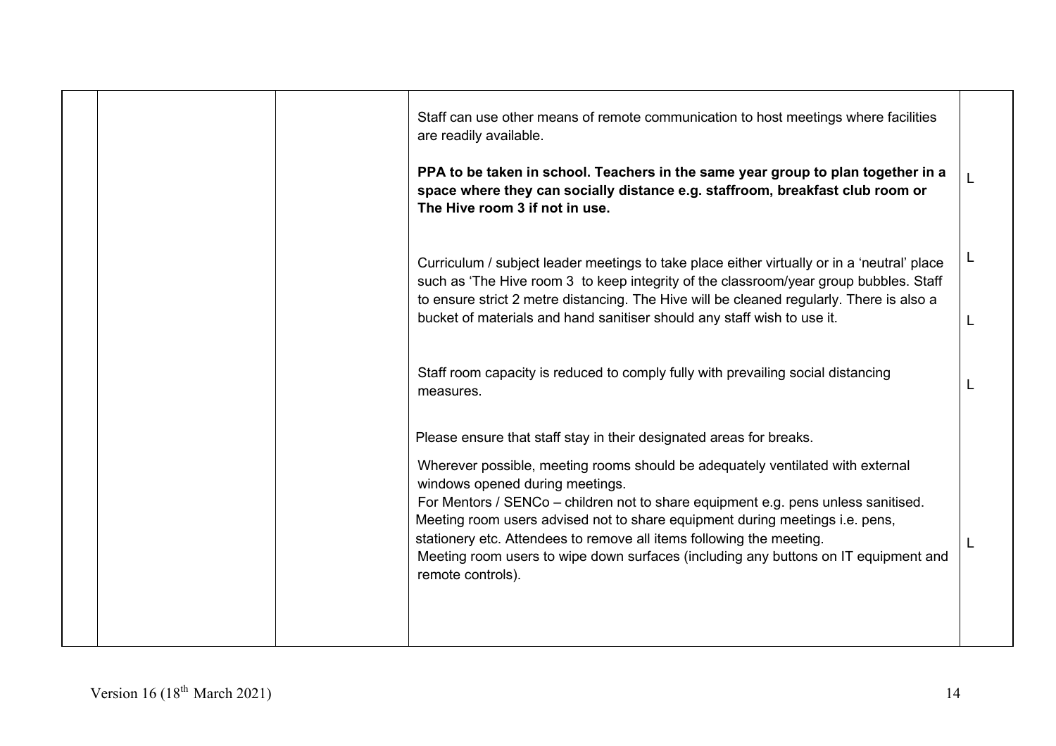|  |  |  |  |  |
|---|---|---|---|---|
|  |  |  | Staff can use other means of remote communication to host meetings where facilities are readily available.<br><br>**PPA to be taken in school. Teachers in the same year group to plan together in a space where they can socially distance e.g. staffroom, breakfast club room or The Hive room 3 if not in use.**<br><br>Curriculum / subject leader meetings to take place either virtually or in a 'neutral' place such as 'The Hive room 3 to keep integrity of the classroom/year group bubbles. Staff to ensure strict 2 metre distancing. The Hive will be cleaned regularly. There is also a bucket of materials and hand sanitiser should any staff wish to use it.<br><br>Staff room capacity is reduced to comply fully with prevailing social distancing measures.<br><br>Please ensure that staff stay in their designated areas for breaks.<br><br>Wherever possible, meeting rooms should be adequately ventilated with external windows opened during meetings.<br>For Mentors / SENCo – children not to share equipment e.g. pens unless sanitised.<br>Meeting room users advised not to share equipment during meetings i.e. pens, stationery etc. Attendees to remove all items following the meeting.<br>Meeting room users to wipe down surfaces (including any buttons on IT equipment and remote controls). | L<br><br>L<br><br>L<br><br>L<br><br>L |

Version 16 (18th March 2021)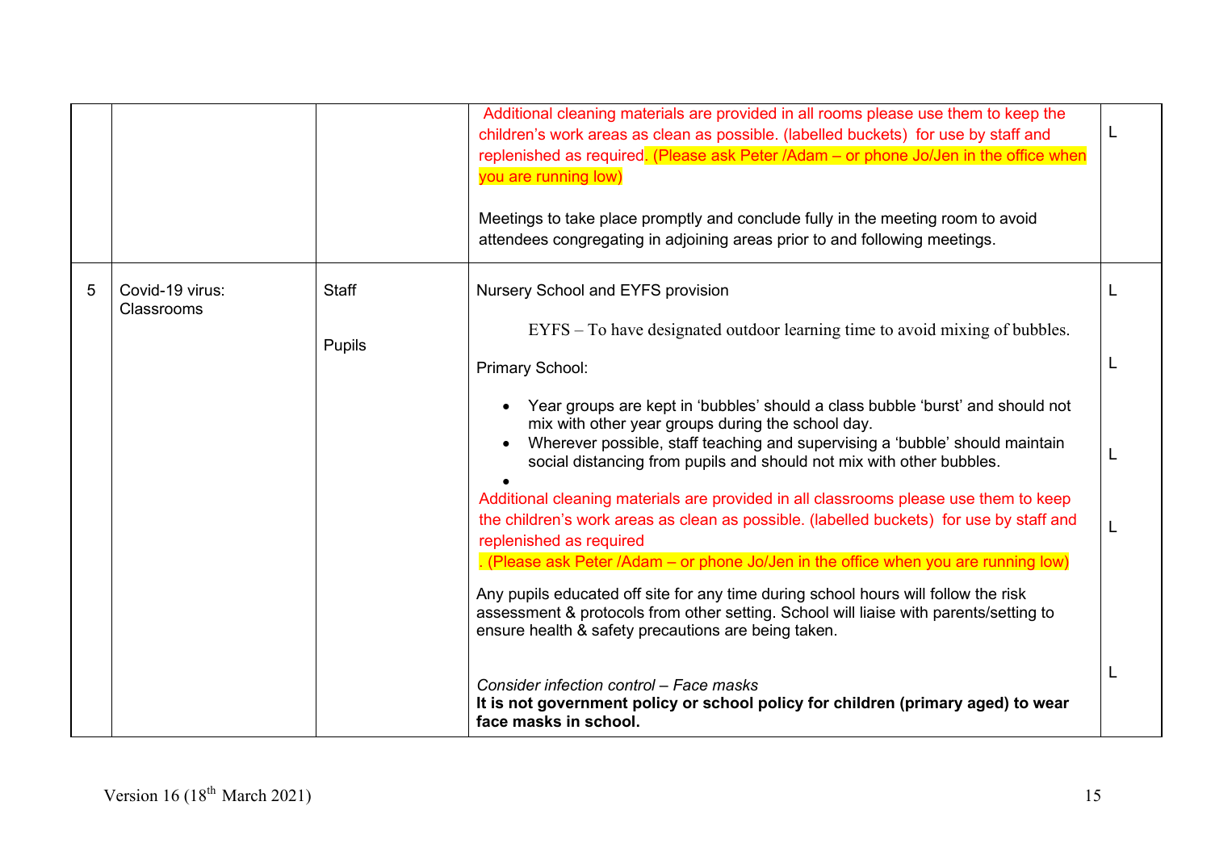| | | | | |
|---|---|---|---|---|
| | | | Additional cleaning materials are provided in all rooms please use them to keep the children's work areas as clean as possible. (labelled buckets) for use by staff and replenished as required. (Please ask Peter /Adam – or phone Jo/Jen in the office when you are running low)<br><br>Meetings to take place promptly and conclude fully in the meeting room to avoid attendees congregating in adjoining areas prior to and following meetings. | L |
| 5 | Covid-19 virus: Classrooms | Staff<br><br>Pupils | Nursery School and EYFS provision<br><br>EYFS – To have designated outdoor learning time to avoid mixing of bubbles.<br><br>Primary School:<br><br>• Year groups are kept in 'bubbles' should a class bubble 'burst' and should not mix with other year groups during the school day.<br>• Wherever possible, staff teaching and supervising a 'bubble' should maintain social distancing from pupils and should not mix with other bubbles.<br>•<br><br>Additional cleaning materials are provided in all classrooms please use them to keep the children's work areas as clean as possible. (labelled buckets) for use by staff and replenished as required<br>. (Please ask Peter /Adam – or phone Jo/Jen in the office when you are running low)<br><br>Any pupils educated off site for any time during school hours will follow the risk assessment & protocols from other setting. School will liaise with parents/setting to ensure health & safety precautions are being taken.<br><br>*Consider infection control – Face masks*<br>**It is not government policy or school policy for children (primary aged) to wear face masks in school.** | L<br><br>L<br><br>L<br><br>L<br><br>L |

Version 16 (18th March 2021)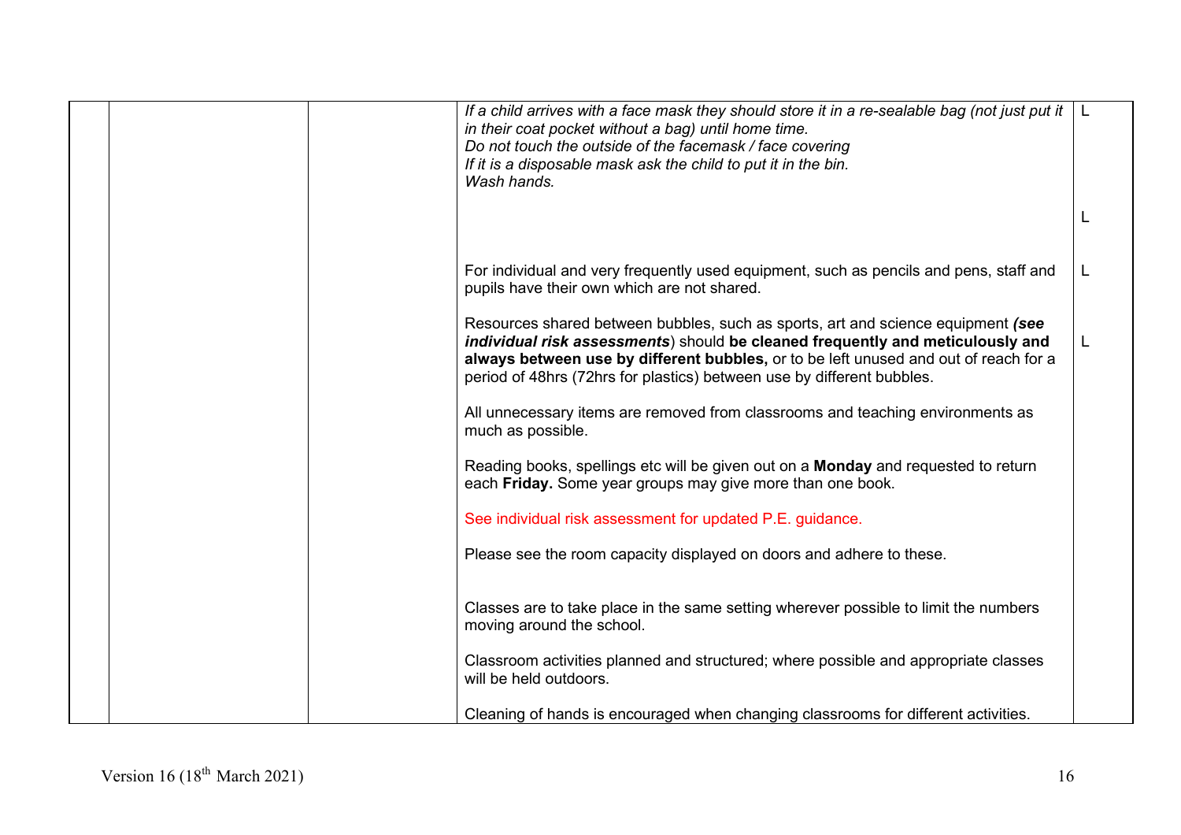|  |  |  |  |  |
|---|---|---|---|---|
|  |  |  | *If a child arrives with a face mask they should store it in a re-sealable bag (not just put it in their coat pocket without a bag) until home time.*<br>*Do not touch the outside of the facemask / face covering*<br>*If it is a disposable mask ask the child to put it in the bin.*<br>*Wash hands.* | L |
|  |  |  |  | L |
|  |  |  | For individual and very frequently used equipment, such as pencils and pens, staff and pupils have their own which are not shared. | L |
|  |  |  | Resources shared between bubbles, such as sports, art and science equipment ***(see individual risk assessments***) should **be cleaned frequently and meticulously and always between use by different bubbles,** or to be left unused and out of reach for a period of 48hrs (72hrs for plastics) between use by different bubbles.<br><br>All unnecessary items are removed from classrooms and teaching environments as much as possible.<br><br>Reading books, spellings etc will be given out on a **Monday** and requested to return each **Friday.** Some year groups may give more than one book.<br><br>See individual risk assessment for updated P.E. guidance.<br><br>Please see the room capacity displayed on doors and adhere to these.<br><br>Classes are to take place in the same setting wherever possible to limit the numbers moving around the school.<br><br>Classroom activities planned and structured; where possible and appropriate classes will be held outdoors.<br><br>Cleaning of hands is encouraged when changing classrooms for different activities. | L |

Version 16 (18th March 2021)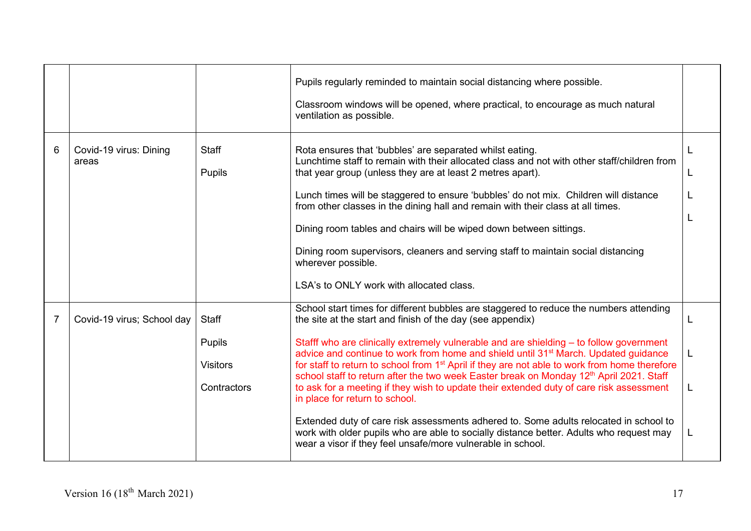| | | | | |
|---|---|---|---|---|
| | | | Pupils regularly reminded to maintain social distancing where possible.<br><br>Classroom windows will be opened, where practical, to encourage as much natural ventilation as possible. | |
| 6 | Covid-19 virus: Dining areas | Staff<br><br>Pupils | Rota ensures that 'bubbles' are separated whilst eating.<br>Lunchtime staff to remain with their allocated class and not with other staff/children from that year group (unless they are at least 2 metres apart).<br><br>Lunch times will be staggered to ensure 'bubbles' do not mix. Children will distance from other classes in the dining hall and remain with their class at all times.<br><br>Dining room tables and chairs will be wiped down between sittings.<br><br>Dining room supervisors, cleaners and serving staff to maintain social distancing wherever possible.<br><br>LSA's to ONLY work with allocated class. | L<br><br>L<br><br>L<br><br>L |
| 7 | Covid-19 virus; School day | Staff<br><br>Pupils<br><br>Visitors<br><br>Contractors | School start times for different bubbles are staggered to reduce the numbers attending the site at the start and finish of the day (see appendix)<br><br>Stafff who are clinically extremely vulnerable and are shielding – to follow government advice and continue to work from home and shield until 31st March. Updated guidance for staff to return to school from 1st April if they are not able to work from home therefore school staff to return after the two week Easter break on Monday 12th April 2021. Staff to ask for a meeting if they wish to update their extended duty of care risk assessment in place for return to school.<br><br>Extended duty of care risk assessments adhered to. Some adults relocated in school to work with older pupils who are able to socially distance better. Adults who request may wear a visor if they feel unsafe/more vulnerable in school. | L<br><br>L<br><br>L<br><br>L |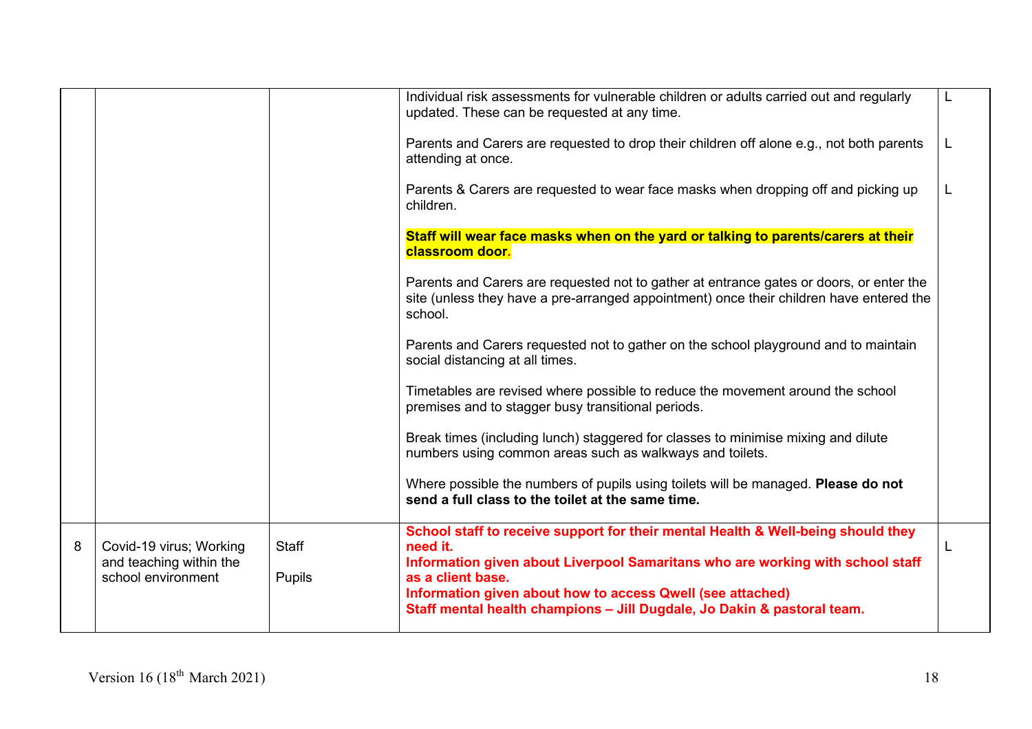| | | | | |
|---|---|---|---|---|
| | | | Individual risk assessments for vulnerable children or adults carried out and regularly updated. These can be requested at any time.<br><br>Parents and Carers are requested to drop their children off alone e.g., not both parents attending at once.<br><br>Parents & Carers are requested to wear face masks when dropping off and picking up children.<br><br>**Staff will wear face masks when on the yard or talking to parents/carers at their classroom door.**<br><br>Parents and Carers are requested not to gather at entrance gates or doors, or enter the site (unless they have a pre-arranged appointment) once their children have entered the school.<br><br>Parents and Carers requested not to gather on the school playground and to maintain social distancing at all times.<br><br>Timetables are revised where possible to reduce the movement around the school premises and to stagger busy transitional periods.<br><br>Break times (including lunch) staggered for classes to minimise mixing and dilute numbers using common areas such as walkways and toilets.<br><br>Where possible the numbers of pupils using toilets will be managed. **Please do not send a full class to the toilet at the same time.** | L<br><br>L<br><br>L |
| 8 | Covid-19 virus; Working and teaching within the school environment | Staff<br><br>Pupils | **School staff to receive support for their mental Health & Well-being should they need it.**<br>**Information given about Liverpool Samaritans who are working with school staff as a client base.**<br>**Information given about how to access Qwell (see attached)**<br>**Staff mental health champions – Jill Dugdale, Jo Dakin & pastoral team.** | L |

Version 16 (18th March 2021)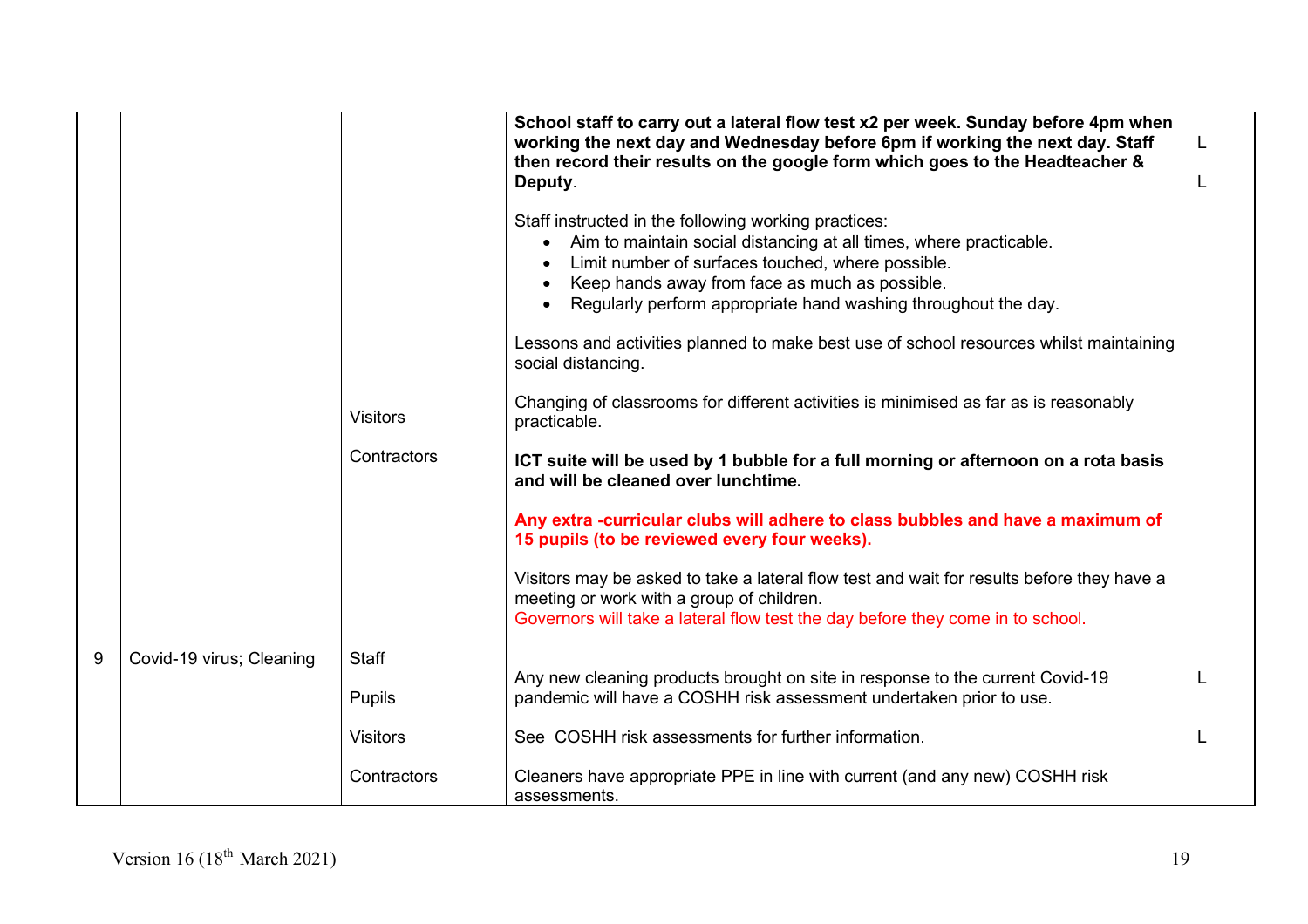|  |  |  |  |  |
|---|---|---|---|---|
|  |  | Visitors<br><br>Contractors | **School staff to carry out a lateral flow test x2 per week. Sunday before 4pm when working the next day and Wednesday before 6pm if working the next day. Staff then record their results on the google form which goes to the Headteacher & Deputy**.<br><br>Staff instructed in the following working practices:<br>• Aim to maintain social distancing at all times, where practicable.<br>• Limit number of surfaces touched, where possible.<br>• Keep hands away from face as much as possible.<br>• Regularly perform appropriate hand washing throughout the day.<br><br>Lessons and activities planned to make best use of school resources whilst maintaining social distancing.<br><br>Changing of classrooms for different activities is minimised as far as is reasonably practicable.<br><br>**ICT suite will be used by 1 bubble for a full morning or afternoon on a rota basis and will be cleaned over lunchtime.**<br><br>**Any extra -curricular clubs will adhere to class bubbles and have a maximum of 15 pupils (to be reviewed every four weeks).**<br><br>Visitors may be asked to take a lateral flow test and wait for results before they have a meeting or work with a group of children.<br>Governors will take a lateral flow test the day before they come in to school. | L<br><br>L |
| 9 | Covid-19 virus; Cleaning | Staff<br><br>Pupils<br><br>Visitors<br><br>Contractors | Any new cleaning products brought on site in response to the current Covid-19 pandemic will have a COSHH risk assessment undertaken prior to use.<br><br>See COSHH risk assessments for further information.<br><br>Cleaners have appropriate PPE in line with current (and any new) COSHH risk assessments. | L<br><br>L |

Version 16 (18th March 2021)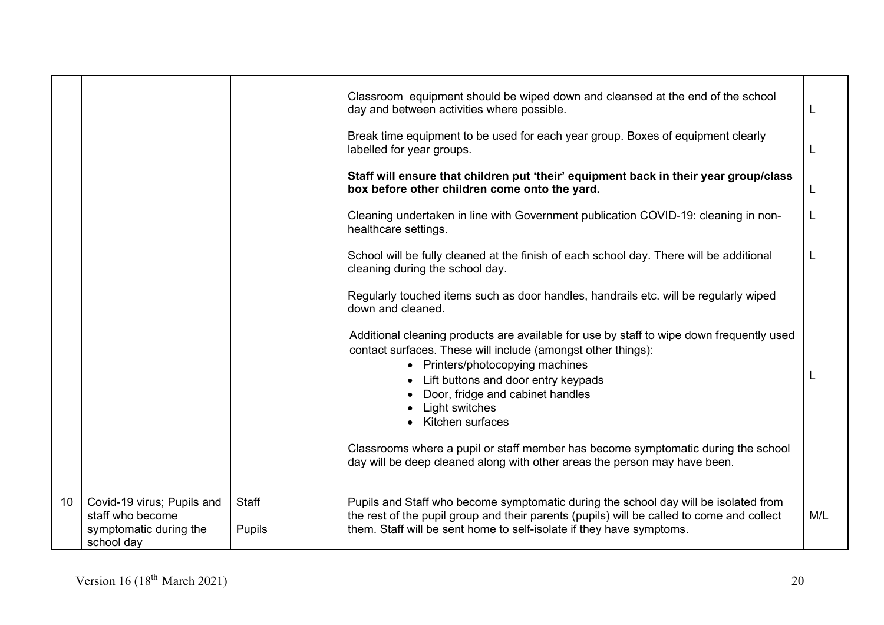| | | | | |
|---|---|---|---|---|
| | | | Classroom equipment should be wiped down and cleansed at the end of the school day and between activities where possible.<br><br>Break time equipment to be used for each year group. Boxes of equipment clearly labelled for year groups.<br><br>**Staff will ensure that children put 'their' equipment back in their year group/class box before other children come onto the yard.**<br><br>Cleaning undertaken in line with Government publication COVID-19: cleaning in non-healthcare settings.<br><br>School will be fully cleaned at the finish of each school day. There will be additional cleaning during the school day.<br><br>Regularly touched items such as door handles, handrails etc. will be regularly wiped down and cleaned.<br><br>Additional cleaning products are available for use by staff to wipe down frequently used contact surfaces. These will include (amongst other things):<br>• Printers/photocopying machines<br>• Lift buttons and door entry keypads<br>• Door, fridge and cabinet handles<br>• Light switches<br>• Kitchen surfaces<br><br>Classrooms where a pupil or staff member has become symptomatic during the school day will be deep cleaned along with other areas the person may have been. | L<br><br>L<br><br>L<br><br>L<br><br>L<br><br><br><br>L |
| 10 | Covid-19 virus; Pupils and staff who become symptomatic during the school day | Staff<br><br>Pupils | Pupils and Staff who become symptomatic during the school day will be isolated from the rest of the pupil group and their parents (pupils) will be called to come and collect them. Staff will be sent home to self-isolate if they have symptoms. | M/L |

Version 16 (18th March 2021)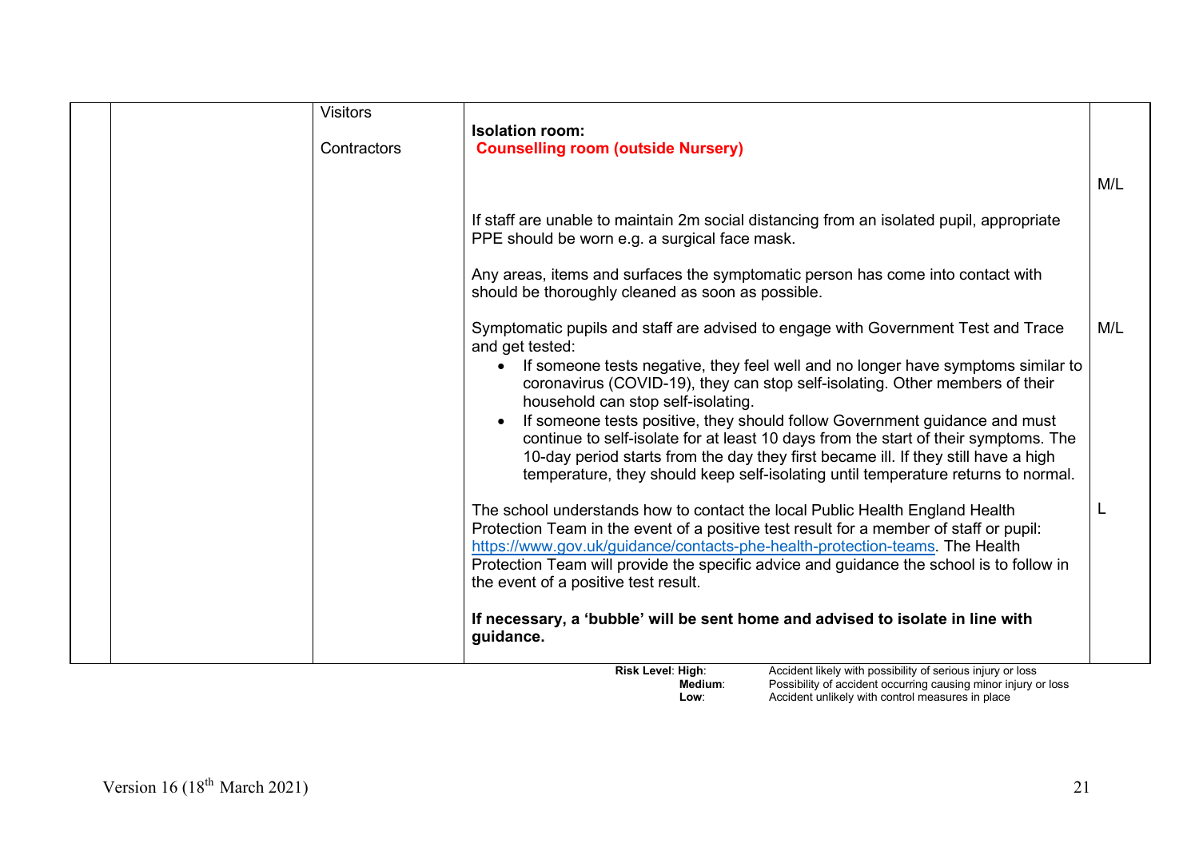| | | | | |
|---|---|---|---|---|
| | | Visitors<br><br>Contractors | **Isolation room:**<br>**Counselling room (outside Nursery)** | |
| | | | | M/L |
| | | | If staff are unable to maintain 2m social distancing from an isolated pupil, appropriate PPE should be worn e.g. a surgical face mask.<br><br>Any areas, items and surfaces the symptomatic person has come into contact with should be thoroughly cleaned as soon as possible. | |
| | | | Symptomatic pupils and staff are advised to engage with Government Test and Trace and get tested:<br>• If someone tests negative, they feel well and no longer have symptoms similar to coronavirus (COVID-19), they can stop self-isolating. Other members of their household can stop self-isolating.<br>• If someone tests positive, they should follow Government guidance and must continue to self-isolate for at least 10 days from the start of their symptoms. The 10-day period starts from the day they first became ill. If they still have a high temperature, they should keep self-isolating until temperature returns to normal. | M/L |
| | | | The school understands how to contact the local Public Health England Health Protection Team in the event of a positive test result for a member of staff or pupil: https://www.gov.uk/guidance/contacts-phe-health-protection-teams. The Health Protection Team will provide the specific advice and guidance the school is to follow in the event of a positive test result.<br><br>**If necessary, a 'bubble' will be sent home and advised to isolate in line with guidance.** | L |

**Risk Level**: **High**: Accident likely with possibility of serious injury or loss
**Medium**: Possibility of accident occurring causing minor injury or loss
**Low**: Accident unlikely with control measures in place

Version 16 (18th March 2021)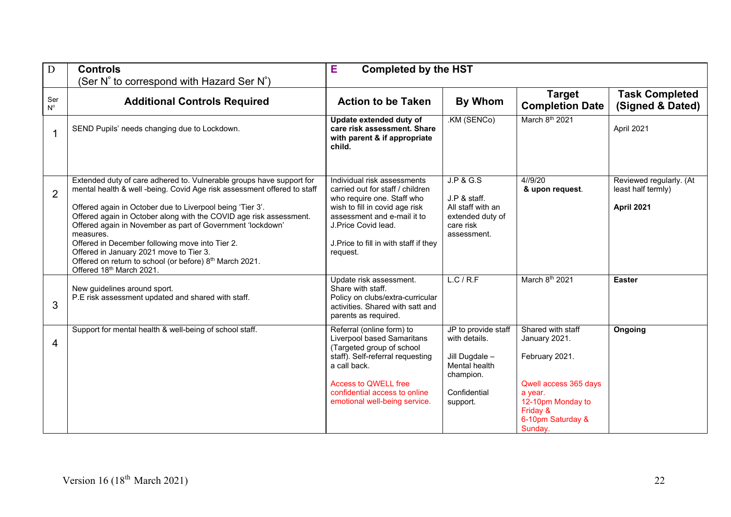| D | **Controls** (Ser N° to correspond with Hazard Ser N°) | **E Completed by the HST** | | | |
|---|---|---|---|---|---|
| Ser N° | **Additional Controls Required** | **Action to be Taken** | **By Whom** | **Target Completion Date** | **Task Completed (Signed & Dated)** |
| 1 | SEND Pupils' needs changing due to Lockdown. | **Update extended duty of care risk assessment. Share with parent & if appropriate child.** | .KM (SENCo) | March 8th 2021 | April 2021 |
| 2 | Extended duty of care adhered to. Vulnerable groups have support for mental health & well -being. Covid Age risk assessment offered to staff<br><br>Offered again in October due to Liverpool being 'Tier 3'.<br>Offered again in October along with the COVID age risk assessment.<br>Offered again in November as part of Government 'lockdown' measures.<br>Offered in December following move into Tier 2.<br>Offered in January 2021 move to Tier 3.<br>Offered on return to school (or before) 8th March 2021.<br>Offered 18th March 2021. | Individual risk assessments carried out for staff / children who require one. Staff who wish to fill in covid age risk assessment and e-mail it to J.Price Covid lead.<br><br>J.Price to fill in with staff if they request. | J.P & G.S<br><br>J.P & staff.<br>All staff with an extended duty of care risk assessment. | 4//9/20<br>**& upon request**. | Reviewed regularly. (At least half termly)<br><br>**April 2021** |
| 3 | New guidelines around sport.<br>P.E risk assessment updated and shared with staff. | Update risk assessment.<br>Share with staff.<br>Policy on clubs/extra-curricular activities. Shared with satt and parents as required. | L.C / R.F | March 8th 2021 | **Easter** |
| 4 | Support for mental health & well-being of school staff. | Referral (online form) to Liverpool based Samaritans (Targeted group of school staff). Self-referral requesting a call back.<br><br>Access to QWELL free confidential access to online emotional well-being service. | JP to provide staff with details.<br><br>Jill Dugdale – Mental health champion.<br><br>Confidential support. | Shared with staff January 2021.<br><br>February 2021.<br><br>Qwell access 365 days a year.<br>12-10pm Monday to Friday &<br>6-10pm Saturday & Sunday. | **Ongoing** |

Version 16 (18th March 2021)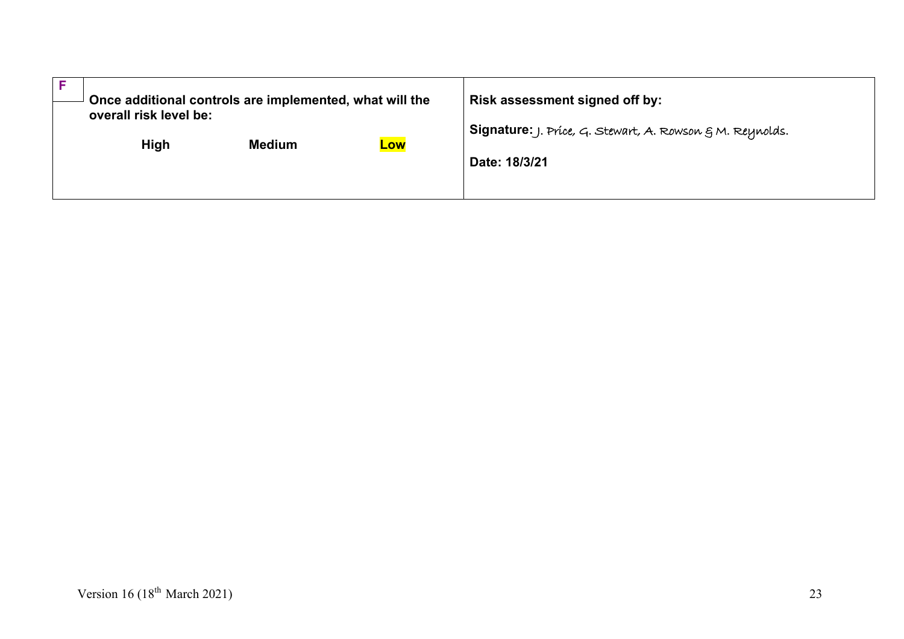| | |
|---|---|
| **F** Once additional controls are implemented, what will the overall risk level be:<br><br>**High** **Medium** **Low** | **Risk assessment signed off by:**<br><br>**Signature:** J. Price, G. Stewart, A. Rowson & M. Reynolds.<br><br>**Date: 18/3/21** |

Version 16 (18th March 2021)